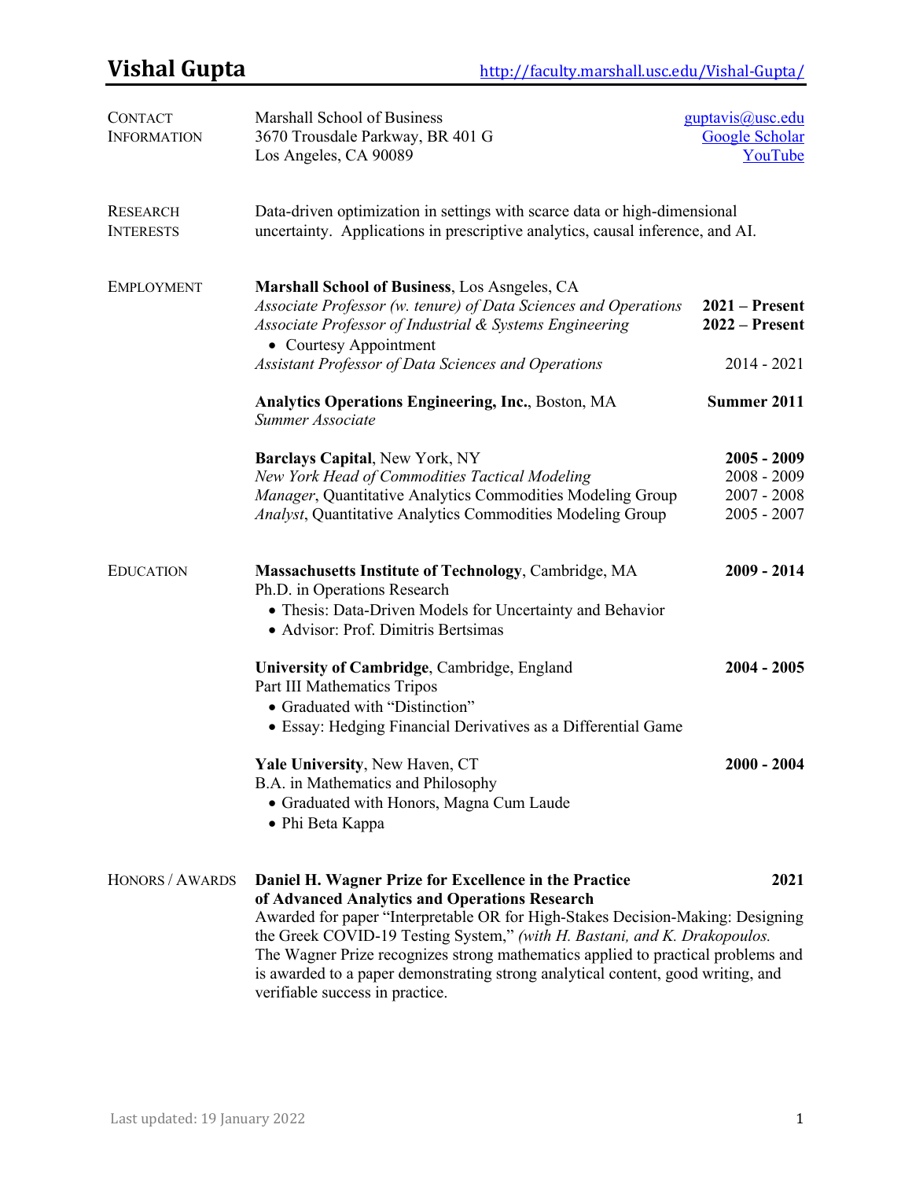# Vishal Gupta

http://faculty.marshall.usc.edu/Vishal-Gupta/

## Contact Information

Marshall School of Business
3670 Trousdale Parkway, BR 401 G
Los Angeles, CA 90089

guptavis@usc.edu
Google Scholar
YouTube

## Research Interests

Data-driven optimization in settings with scarce data or high-dimensional uncertainty. Applications in prescriptive analytics, causal inference, and AI.

## Employment

**Marshall School of Business**, Los Asngeles, CA
*Associate Professor (w. tenure) of Data Sciences and Operations* — **2021 – Present**
*Associate Professor of Industrial & Systems Engineering* — **2022 – Present**
- Courtesy Appointment

*Assistant Professor of Data Sciences and Operations* — 2014 - 2021

**Analytics Operations Engineering, Inc.**, Boston, MA — **Summer 2011**
*Summer Associate*

**Barclays Capital**, New York, NY — **2005 - 2009**
*New York Head of Commodities Tactical Modeling* — 2008 - 2009
*Manager*, Quantitative Analytics Commodities Modeling Group — 2007 - 2008
*Analyst*, Quantitative Analytics Commodities Modeling Group — 2005 - 2007

## Education

**Massachusetts Institute of Technology**, Cambridge, MA — **2009 - 2014**
Ph.D. in Operations Research
- Thesis: Data-Driven Models for Uncertainty and Behavior
- Advisor: Prof. Dimitris Bertsimas

**University of Cambridge**, Cambridge, England — **2004 - 2005**
Part III Mathematics Tripos
- Graduated with "Distinction"
- Essay: Hedging Financial Derivatives as a Differential Game

**Yale University**, New Haven, CT — **2000 - 2004**
B.A. in Mathematics and Philosophy
- Graduated with Honors, Magna Cum Laude
- Phi Beta Kappa

## Honors / Awards

**Daniel H. Wagner Prize for Excellence in the Practice of Advanced Analytics and Operations Research** — **2021**
Awarded for paper "Interpretable OR for High-Stakes Decision-Making: Designing the Greek COVID-19 Testing System," *(with H. Bastani, and K. Drakopoulos.* The Wagner Prize recognizes strong mathematics applied to practical problems and is awarded to a paper demonstrating strong analytical content, good writing, and verifiable success in practice.

Last updated: 19 January 2022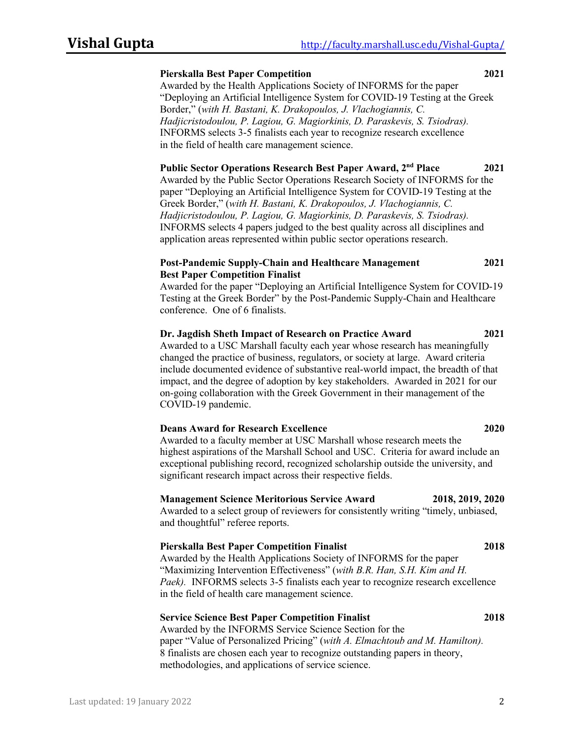**Pierskalla Best Paper Competition** **2021**

Awarded by the Health Applications Society of INFORMS for the paper "Deploying an Artificial Intelligence System for COVID-19 Testing at the Greek Border," (*with H. Bastani, K. Drakopoulos, J. Vlachogiannis, C. Hadjicristodoulou, P. Lagiou, G. Magiorkinis, D. Paraskevis, S. Tsiodras).* INFORMS selects 3-5 finalists each year to recognize research excellence in the field of health care management science.

**Public Sector Operations Research Best Paper Award, 2nd Place** **2021**

Awarded by the Public Sector Operations Research Society of INFORMS for the paper "Deploying an Artificial Intelligence System for COVID-19 Testing at the Greek Border," (*with H. Bastani, K. Drakopoulos, J. Vlachogiannis, C. Hadjicristodoulou, P. Lagiou, G. Magiorkinis, D. Paraskevis, S. Tsiodras).* INFORMS selects 4 papers judged to the best quality across all disciplines and application areas represented within public sector operations research.

**Post-Pandemic Supply-Chain and Healthcare Management Best Paper Competition Finalist** **2021**

Awarded for the paper "Deploying an Artificial Intelligence System for COVID-19 Testing at the Greek Border" by the Post-Pandemic Supply-Chain and Healthcare conference. One of 6 finalists.

**Dr. Jagdish Sheth Impact of Research on Practice Award** **2021**

Awarded to a USC Marshall faculty each year whose research has meaningfully changed the practice of business, regulators, or society at large. Award criteria include documented evidence of substantive real-world impact, the breadth of that impact, and the degree of adoption by key stakeholders. Awarded in 2021 for our on-going collaboration with the Greek Government in their management of the COVID-19 pandemic.

**Deans Award for Research Excellence** **2020**

Awarded to a faculty member at USC Marshall whose research meets the highest aspirations of the Marshall School and USC. Criteria for award include an exceptional publishing record, recognized scholarship outside the university, and significant research impact across their respective fields.

**Management Science Meritorious Service Award** **2018, 2019, 2020**

Awarded to a select group of reviewers for consistently writing "timely, unbiased, and thoughtful" referee reports.

**Pierskalla Best Paper Competition Finalist** **2018**

Awarded by the Health Applications Society of INFORMS for the paper "Maximizing Intervention Effectiveness" (*with B.R. Han, S.H. Kim and H. Paek).* INFORMS selects 3-5 finalists each year to recognize research excellence in the field of health care management science.

**Service Science Best Paper Competition Finalist** **2018**

Awarded by the INFORMS Service Science Section for the paper "Value of Personalized Pricing" (*with A. Elmachtoub and M. Hamilton).* 8 finalists are chosen each year to recognize outstanding papers in theory, methodologies, and applications of service science.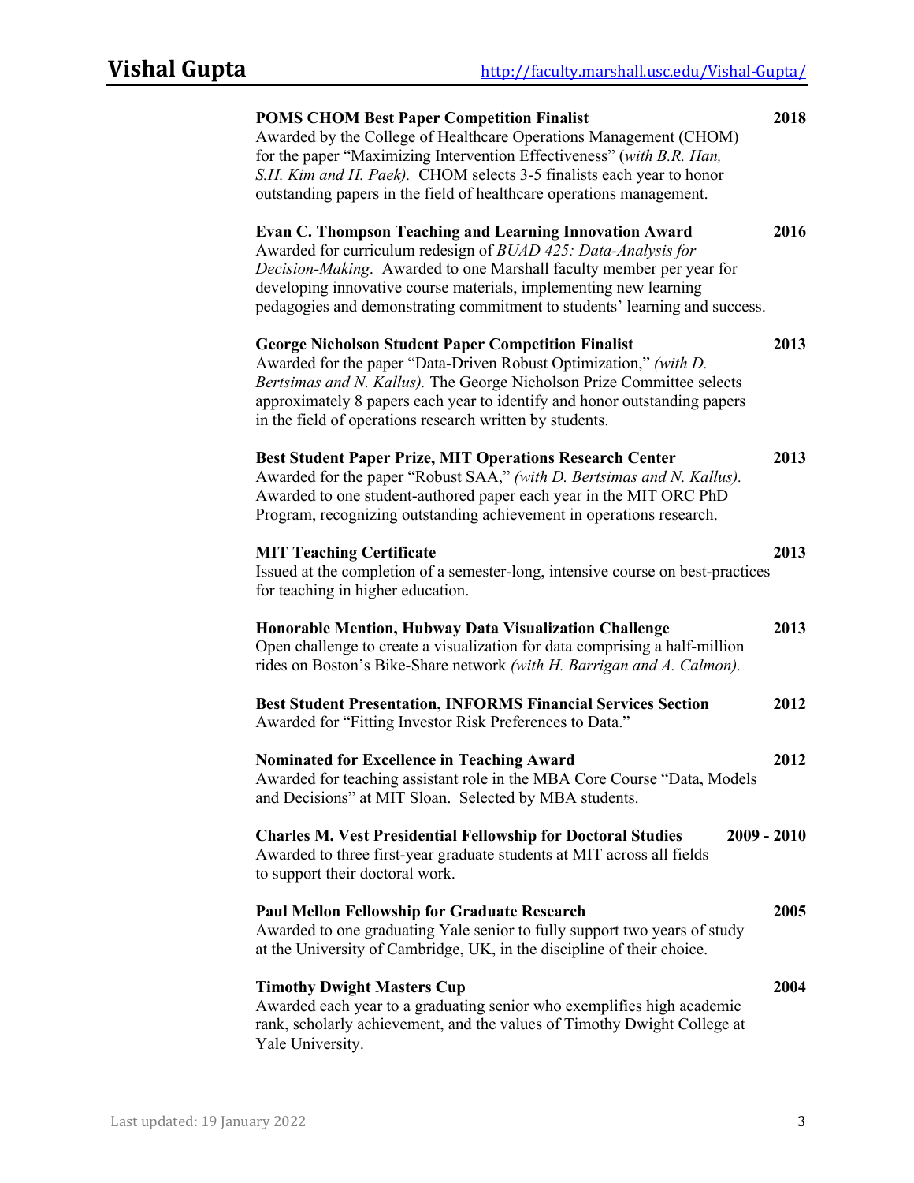**POMS CHOM Best Paper Competition Finalist** **2018**
Awarded by the College of Healthcare Operations Management (CHOM) for the paper "Maximizing Intervention Effectiveness" (*with B.R. Han, S.H. Kim and H. Paek)*. CHOM selects 3-5 finalists each year to honor outstanding papers in the field of healthcare operations management.

**Evan C. Thompson Teaching and Learning Innovation Award** **2016**
Awarded for curriculum redesign of *BUAD 425: Data-Analysis for Decision-Making*. Awarded to one Marshall faculty member per year for developing innovative course materials, implementing new learning pedagogies and demonstrating commitment to students' learning and success.

**George Nicholson Student Paper Competition Finalist** **2013**
Awarded for the paper "Data-Driven Robust Optimization," *(with D. Bertsimas and N. Kallus).* The George Nicholson Prize Committee selects approximately 8 papers each year to identify and honor outstanding papers in the field of operations research written by students.

**Best Student Paper Prize, MIT Operations Research Center** **2013**
Awarded for the paper "Robust SAA," *(with D. Bertsimas and N. Kallus).* Awarded to one student-authored paper each year in the MIT ORC PhD Program, recognizing outstanding achievement in operations research.

**MIT Teaching Certificate** **2013**
Issued at the completion of a semester-long, intensive course on best-practices for teaching in higher education.

**Honorable Mention, Hubway Data Visualization Challenge** **2013**
Open challenge to create a visualization for data comprising a half-million rides on Boston's Bike-Share network *(with H. Barrigan and A. Calmon).*

**Best Student Presentation, INFORMS Financial Services Section** **2012**
Awarded for "Fitting Investor Risk Preferences to Data."

**Nominated for Excellence in Teaching Award** **2012**
Awarded for teaching assistant role in the MBA Core Course "Data, Models and Decisions" at MIT Sloan. Selected by MBA students.

**Charles M. Vest Presidential Fellowship for Doctoral Studies** **2009 - 2010**
Awarded to three first-year graduate students at MIT across all fields to support their doctoral work.

**Paul Mellon Fellowship for Graduate Research** **2005**
Awarded to one graduating Yale senior to fully support two years of study at the University of Cambridge, UK, in the discipline of their choice.

**Timothy Dwight Masters Cup** **2004**
Awarded each year to a graduating senior who exemplifies high academic rank, scholarly achievement, and the values of Timothy Dwight College at Yale University.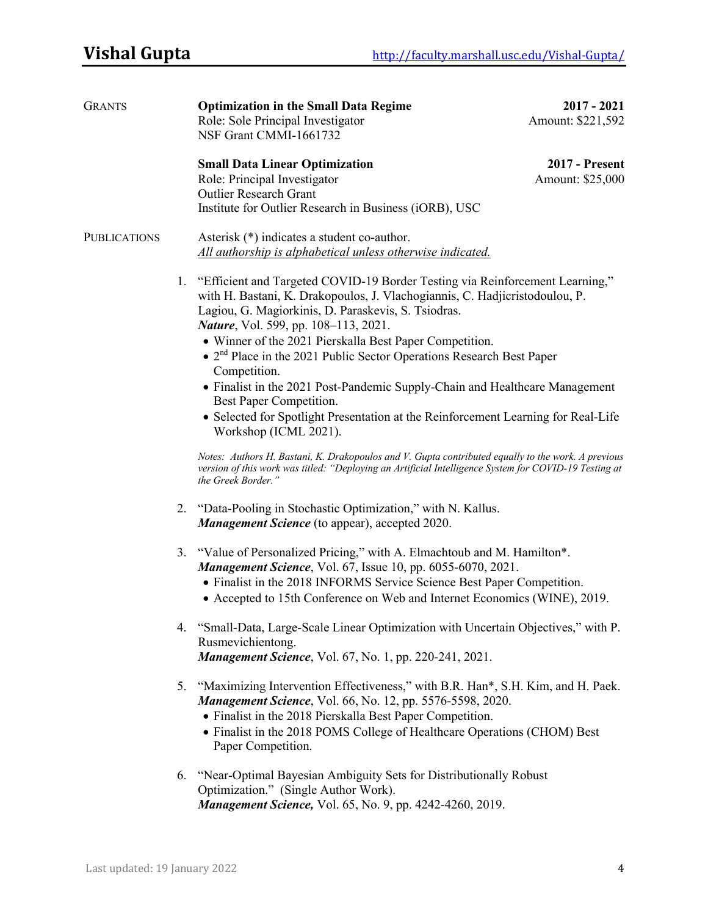## GRANTS

**Optimization in the Small Data Regime** — **2017 - 2021**
Role: Sole Principal Investigator — Amount: $221,592
NSF Grant CMMI-1661732

**Small Data Linear Optimization** — **2017 - Present**
Role: Principal Investigator — Amount: $25,000
Outlier Research Grant
Institute for Outlier Research in Business (iORB), USC

## PUBLICATIONS

Asterisk (*) indicates a student co-author.
*All authorship is alphabetical unless otherwise indicated.*

1. "Efficient and Targeted COVID-19 Border Testing via Reinforcement Learning," with H. Bastani, K. Drakopoulos, J. Vlachogiannis, C. Hadjicristodoulou, P. Lagiou, G. Magiorkinis, D. Paraskevis, S. Tsiodras.
   ***Nature***, Vol. 599, pp. 108–113, 2021.
   - Winner of the 2021 Pierskalla Best Paper Competition.
   - 2nd Place in the 2021 Public Sector Operations Research Best Paper Competition.
   - Finalist in the 2021 Post-Pandemic Supply-Chain and Healthcare Management Best Paper Competition.
   - Selected for Spotlight Presentation at the Reinforcement Learning for Real-Life Workshop (ICML 2021).

   *Notes: Authors H. Bastani, K. Drakopoulos and V. Gupta contributed equally to the work. A previous version of this work was titled: "Deploying an Artificial Intelligence System for COVID-19 Testing at the Greek Border."*

2. "Data-Pooling in Stochastic Optimization," with N. Kallus.
   ***Management Science*** (to appear), accepted 2020.

3. "Value of Personalized Pricing," with A. Elmachtoub and M. Hamilton*.
   ***Management Science***, Vol. 67, Issue 10, pp. 6055-6070, 2021.
   - Finalist in the 2018 INFORMS Service Science Best Paper Competition.
   - Accepted to 15th Conference on Web and Internet Economics (WINE), 2019.

4. "Small-Data, Large-Scale Linear Optimization with Uncertain Objectives," with P. Rusmevichientong.
   ***Management Science***, Vol. 67, No. 1, pp. 220-241, 2021.

5. "Maximizing Intervention Effectiveness," with B.R. Han*, S.H. Kim, and H. Paek.
   ***Management Science***, Vol. 66, No. 12, pp. 5576-5598, 2020.
   - Finalist in the 2018 Pierskalla Best Paper Competition.
   - Finalist in the 2018 POMS College of Healthcare Operations (CHOM) Best Paper Competition.

6. "Near-Optimal Bayesian Ambiguity Sets for Distributionally Robust Optimization." (Single Author Work).
   ***Management Science,*** Vol. 65, No. 9, pp. 4242-4260, 2019.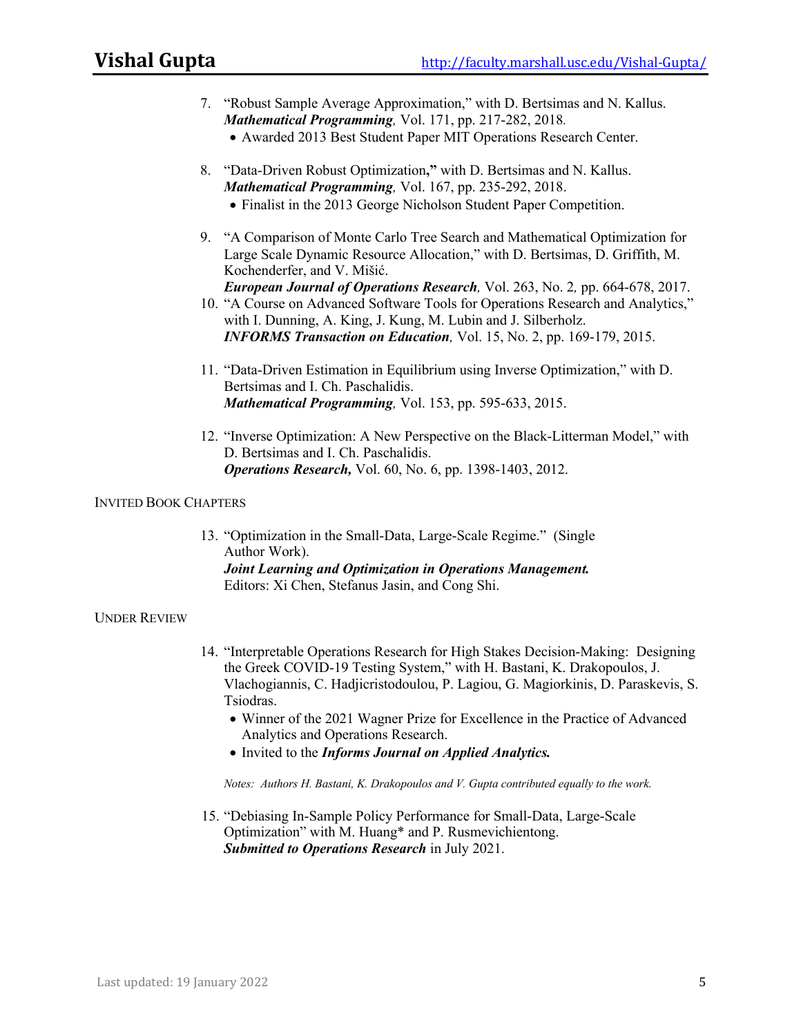7. "Robust Sample Average Approximation," with D. Bertsimas and N. Kallus.
   ***Mathematical Programming**,* Vol. 171, pp. 217-282, 2018.
   - Awarded 2013 Best Student Paper MIT Operations Research Center.

8. "Data-Driven Robust Optimization**,"** with D. Bertsimas and N. Kallus.
   ***Mathematical Programming**,* Vol. 167, pp. 235-292, 2018.
   - Finalist in the 2013 George Nicholson Student Paper Competition.

9. "A Comparison of Monte Carlo Tree Search and Mathematical Optimization for Large Scale Dynamic Resource Allocation," with D. Bertsimas, D. Griffith, M. Kochenderfer, and V. Mišić.
   ***European Journal of Operations Research**,* Vol. 263, No. 2*,* pp. 664-678, 2017.

10. "A Course on Advanced Software Tools for Operations Research and Analytics," with I. Dunning, A. King, J. Kung, M. Lubin and J. Silberholz.
    ***INFORMS Transaction on Education**,* Vol. 15, No. 2, pp. 169-179, 2015.

11. "Data-Driven Estimation in Equilibrium using Inverse Optimization," with D. Bertsimas and I. Ch. Paschalidis.
    ***Mathematical Programming**,* Vol. 153, pp. 595-633, 2015.

12. "Inverse Optimization: A New Perspective on the Black-Litterman Model," with D. Bertsimas and I. Ch. Paschalidis.
    ***Operations Research,*** Vol. 60, No. 6, pp. 1398-1403, 2012.

INVITED BOOK CHAPTERS

13. "Optimization in the Small-Data, Large-Scale Regime." (Single Author Work).
    ***Joint Learning and Optimization in Operations Management.***
    Editors: Xi Chen, Stefanus Jasin, and Cong Shi.

UNDER REVIEW

14. "Interpretable Operations Research for High Stakes Decision-Making: Designing the Greek COVID-19 Testing System," with H. Bastani, K. Drakopoulos, J. Vlachogiannis, C. Hadjicristodoulou, P. Lagiou, G. Magiorkinis, D. Paraskevis, S. Tsiodras.
    - Winner of the 2021 Wagner Prize for Excellence in the Practice of Advanced Analytics and Operations Research.
    - Invited to the ***Informs Journal on Applied Analytics.***

    *Notes: Authors H. Bastani, K. Drakopoulos and V. Gupta contributed equally to the work.*

15. "Debiasing In-Sample Policy Performance for Small-Data, Large-Scale Optimization" with M. Huang* and P. Rusmevichientong.
    ***Submitted to Operations Research*** in July 2021.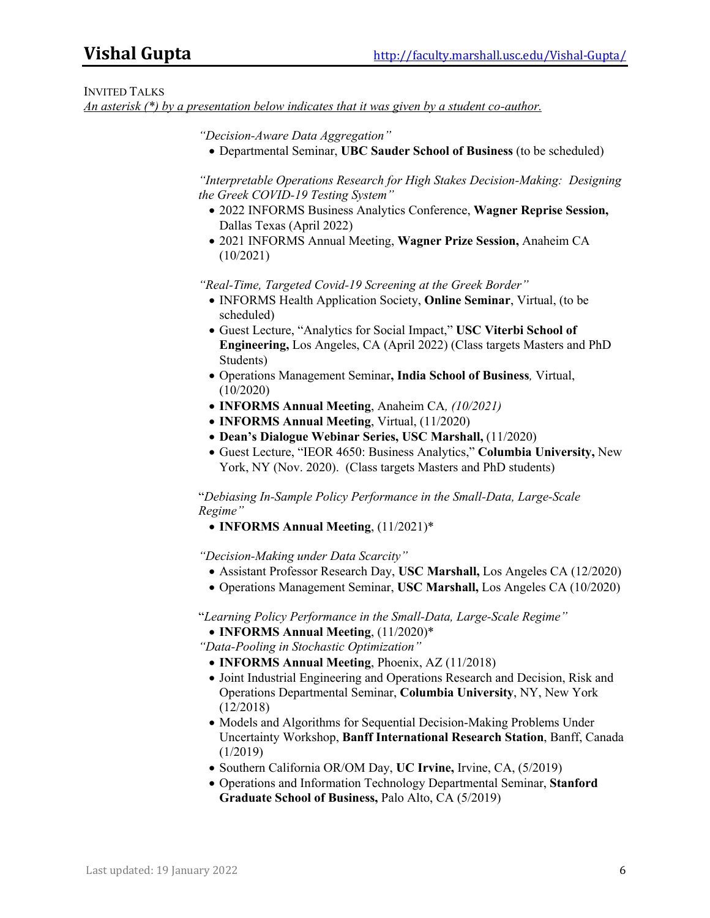INVITED TALKS

*An asterisk (*) by a presentation below indicates that it was given by a student co-author.*

*"Decision-Aware Data Aggregation"*

- Departmental Seminar, **UBC Sauder School of Business** (to be scheduled)

*"Interpretable Operations Research for High Stakes Decision-Making: Designing the Greek COVID-19 Testing System"*

- 2022 INFORMS Business Analytics Conference, **Wagner Reprise Session,** Dallas Texas (April 2022)
- 2021 INFORMS Annual Meeting, **Wagner Prize Session,** Anaheim CA (10/2021)

*"Real-Time, Targeted Covid-19 Screening at the Greek Border"*

- INFORMS Health Application Society, **Online Seminar**, Virtual, (to be scheduled)
- Guest Lecture, "Analytics for Social Impact," **USC Viterbi School of Engineering,** Los Angeles, CA (April 2022) (Class targets Masters and PhD Students)
- Operations Management Seminar**, India School of Business***,* Virtual, (10/2020)
- **INFORMS Annual Meeting**, Anaheim CA*, (10/2021)*
- **INFORMS Annual Meeting**, Virtual, (11/2020)
- **Dean's Dialogue Webinar Series, USC Marshall,** (11/2020)
- Guest Lecture, "IEOR 4650: Business Analytics," **Columbia University,** New York, NY (Nov. 2020). (Class targets Masters and PhD students)

"*Debiasing In-Sample Policy Performance in the Small-Data, Large-Scale Regime"*

- **INFORMS Annual Meeting**, (11/2021)*

*"Decision-Making under Data Scarcity"*

- Assistant Professor Research Day, **USC Marshall,** Los Angeles CA (12/2020)
- Operations Management Seminar, **USC Marshall,** Los Angeles CA (10/2020)

"*Learning Policy Performance in the Small-Data, Large-Scale Regime"*

- **INFORMS Annual Meeting**, (11/2020)*

*"Data-Pooling in Stochastic Optimization"*

- **INFORMS Annual Meeting**, Phoenix, AZ (11/2018)
- Joint Industrial Engineering and Operations Research and Decision, Risk and Operations Departmental Seminar, **Columbia University**, NY, New York (12/2018)
- Models and Algorithms for Sequential Decision-Making Problems Under Uncertainty Workshop, **Banff International Research Station**, Banff, Canada (1/2019)
- Southern California OR/OM Day, **UC Irvine,** Irvine, CA, (5/2019)
- Operations and Information Technology Departmental Seminar, **Stanford Graduate School of Business,** Palo Alto, CA (5/2019)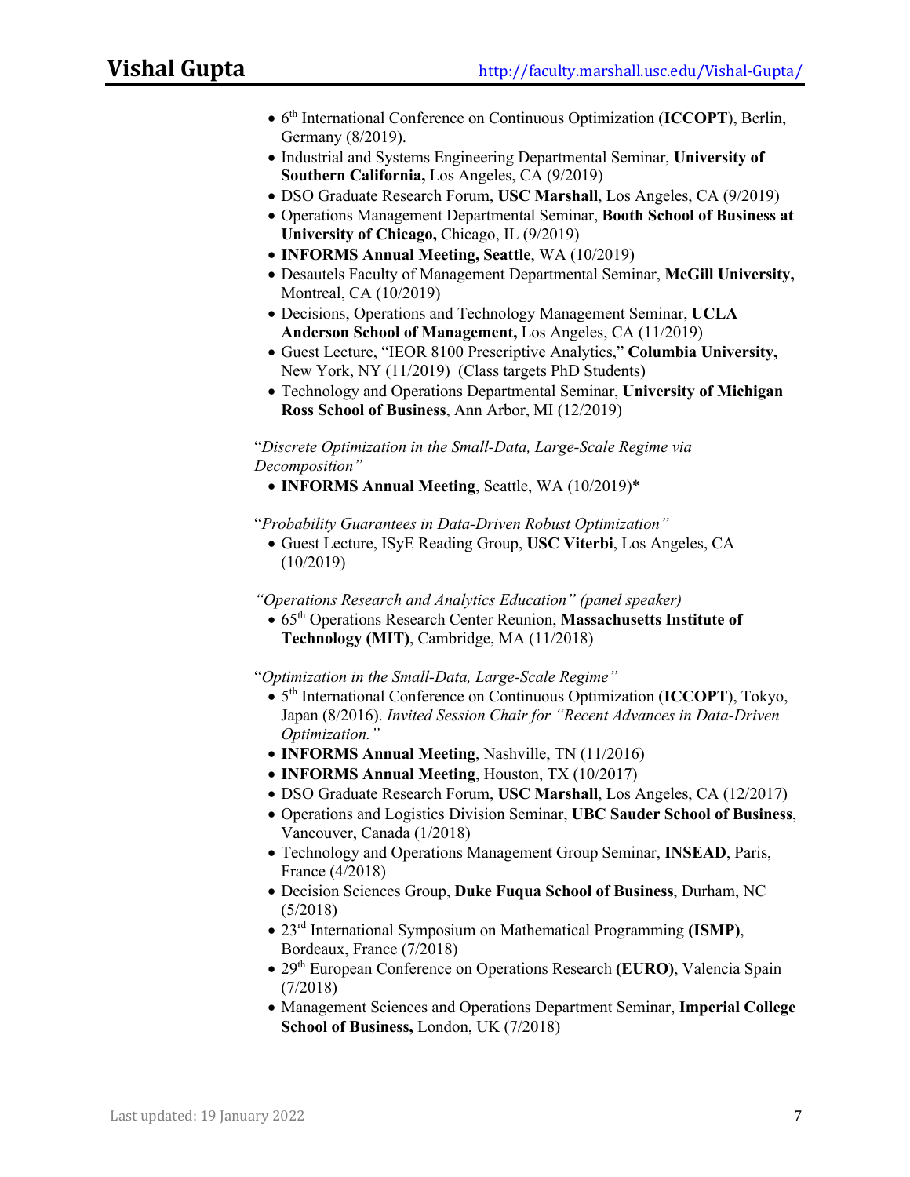- 6th International Conference on Continuous Optimization (**ICCOPT**), Berlin, Germany (8/2019).
- Industrial and Systems Engineering Departmental Seminar, **University of Southern California,** Los Angeles, CA (9/2019)
- DSO Graduate Research Forum, **USC Marshall**, Los Angeles, CA (9/2019)
- Operations Management Departmental Seminar, **Booth School of Business at University of Chicago,** Chicago, IL (9/2019)
- **INFORMS Annual Meeting, Seattle**, WA (10/2019)
- Desautels Faculty of Management Departmental Seminar, **McGill University,** Montreal, CA (10/2019)
- Decisions, Operations and Technology Management Seminar, **UCLA Anderson School of Management,** Los Angeles, CA (11/2019)
- Guest Lecture, "IEOR 8100 Prescriptive Analytics," **Columbia University,** New York, NY (11/2019) (Class targets PhD Students)
- Technology and Operations Departmental Seminar, **University of Michigan Ross School of Business**, Ann Arbor, MI (12/2019)

"*Discrete Optimization in the Small-Data, Large-Scale Regime via Decomposition"*

- **INFORMS Annual Meeting**, Seattle, WA (10/2019)*

"*Probability Guarantees in Data-Driven Robust Optimization"*

- Guest Lecture, ISyE Reading Group, **USC Viterbi**, Los Angeles, CA (10/2019)

*"Operations Research and Analytics Education" (panel speaker)*

- 65th Operations Research Center Reunion, **Massachusetts Institute of Technology (MIT)**, Cambridge, MA (11/2018)

"*Optimization in the Small-Data, Large-Scale Regime"*

- 5th International Conference on Continuous Optimization (**ICCOPT**), Tokyo, Japan (8/2016). *Invited Session Chair for "Recent Advances in Data-Driven Optimization."*
- **INFORMS Annual Meeting**, Nashville, TN (11/2016)
- **INFORMS Annual Meeting**, Houston, TX (10/2017)
- DSO Graduate Research Forum, **USC Marshall**, Los Angeles, CA (12/2017)
- Operations and Logistics Division Seminar, **UBC Sauder School of Business**, Vancouver, Canada (1/2018)
- Technology and Operations Management Group Seminar, **INSEAD**, Paris, France (4/2018)
- Decision Sciences Group, **Duke Fuqua School of Business**, Durham, NC (5/2018)
- 23rd International Symposium on Mathematical Programming **(ISMP)**, Bordeaux, France (7/2018)
- 29th European Conference on Operations Research **(EURO)**, Valencia Spain (7/2018)
- Management Sciences and Operations Department Seminar, **Imperial College School of Business,** London, UK (7/2018)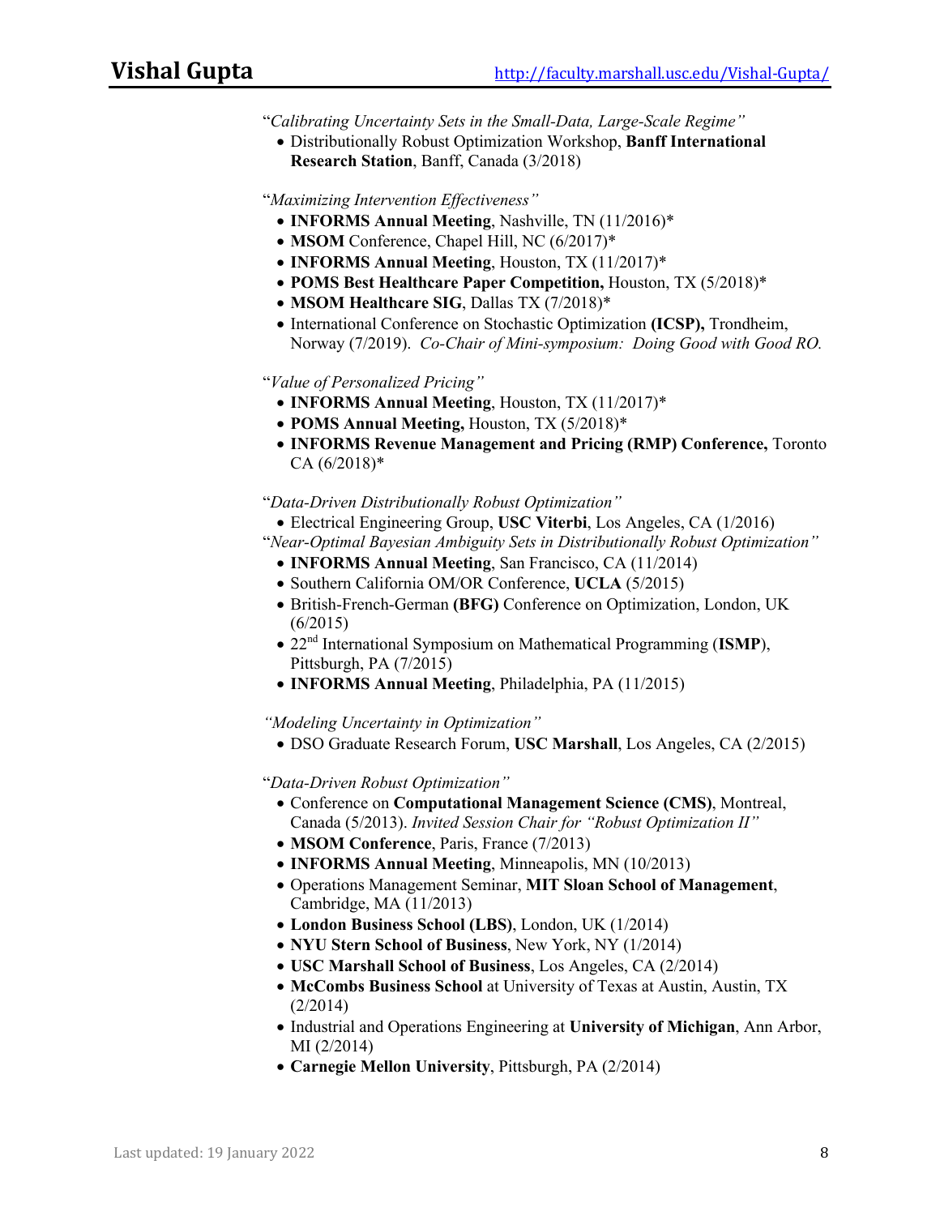"*Calibrating Uncertainty Sets in the Small-Data, Large-Scale Regime*"

- Distributionally Robust Optimization Workshop, **Banff International Research Station**, Banff, Canada (3/2018)

"*Maximizing Intervention Effectiveness*"

- **INFORMS Annual Meeting**, Nashville, TN (11/2016)*
- **MSOM** Conference, Chapel Hill, NC (6/2017)*
- **INFORMS Annual Meeting**, Houston, TX (11/2017)*
- **POMS Best Healthcare Paper Competition,** Houston, TX (5/2018)*
- **MSOM Healthcare SIG**, Dallas TX (7/2018)*
- International Conference on Stochastic Optimization **(ICSP),** Trondheim, Norway (7/2019). *Co-Chair of Mini-symposium: Doing Good with Good RO.*

"*Value of Personalized Pricing*"

- **INFORMS Annual Meeting**, Houston, TX (11/2017)*
- **POMS Annual Meeting,** Houston, TX (5/2018)*
- **INFORMS Revenue Management and Pricing (RMP) Conference,** Toronto CA (6/2018)*

"*Data-Driven Distributionally Robust Optimization*"

- Electrical Engineering Group, **USC Viterbi**, Los Angeles, CA (1/2016)

"*Near-Optimal Bayesian Ambiguity Sets in Distributionally Robust Optimization*"

- **INFORMS Annual Meeting**, San Francisco, CA (11/2014)
- Southern California OM/OR Conference, **UCLA** (5/2015)
- British-French-German **(BFG)** Conference on Optimization, London, UK (6/2015)
- 22nd International Symposium on Mathematical Programming (**ISMP**), Pittsburgh, PA (7/2015)
- **INFORMS Annual Meeting**, Philadelphia, PA (11/2015)

*"Modeling Uncertainty in Optimization"*

- DSO Graduate Research Forum, **USC Marshall**, Los Angeles, CA (2/2015)

"*Data-Driven Robust Optimization*"

- Conference on **Computational Management Science (CMS)**, Montreal, Canada (5/2013). *Invited Session Chair for "Robust Optimization II"*
- **MSOM Conference**, Paris, France (7/2013)
- **INFORMS Annual Meeting**, Minneapolis, MN (10/2013)
- Operations Management Seminar, **MIT Sloan School of Management**, Cambridge, MA (11/2013)
- **London Business School (LBS)**, London, UK (1/2014)
- **NYU Stern School of Business**, New York, NY (1/2014)
- **USC Marshall School of Business**, Los Angeles, CA (2/2014)
- **McCombs Business School** at University of Texas at Austin, Austin, TX (2/2014)
- Industrial and Operations Engineering at **University of Michigan**, Ann Arbor, MI (2/2014)
- **Carnegie Mellon University**, Pittsburgh, PA (2/2014)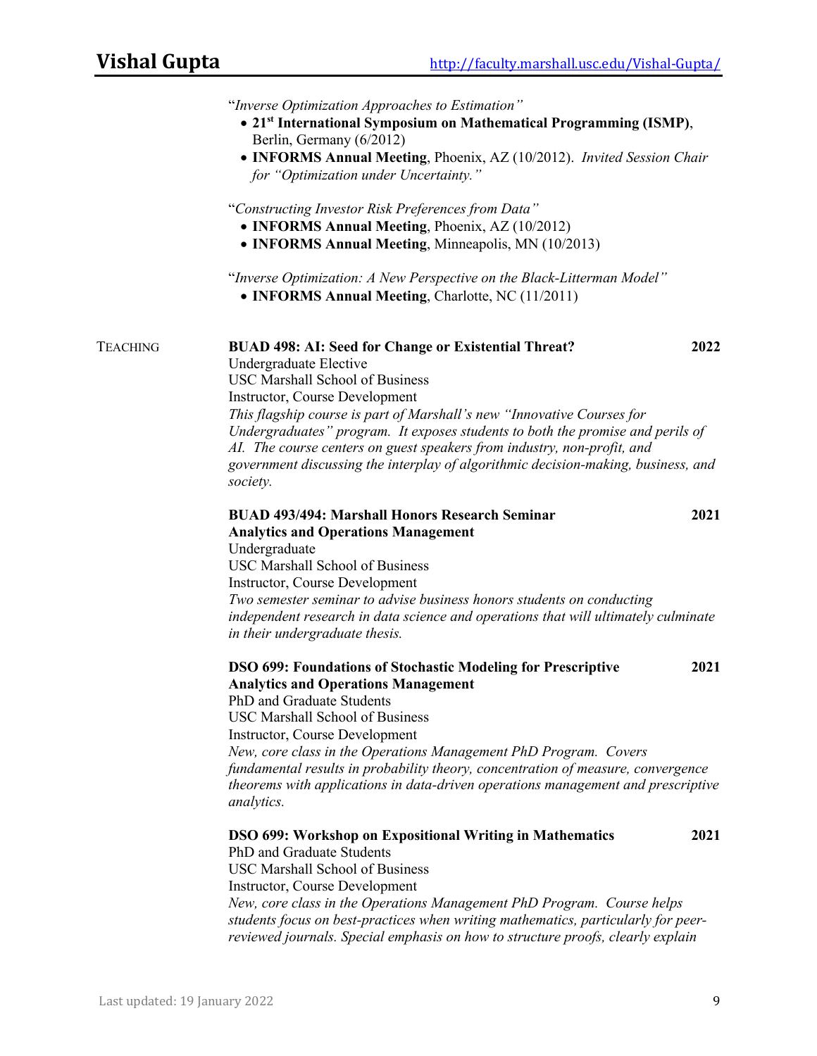"*Inverse Optimization Approaches to Estimation*"

- **21st International Symposium on Mathematical Programming (ISMP)**, Berlin, Germany (6/2012)
- **INFORMS Annual Meeting**, Phoenix, AZ (10/2012). *Invited Session Chair for "Optimization under Uncertainty."*

"*Constructing Investor Risk Preferences from Data*"

- **INFORMS Annual Meeting**, Phoenix, AZ (10/2012)
- **INFORMS Annual Meeting**, Minneapolis, MN (10/2013)

"*Inverse Optimization: A New Perspective on the Black-Litterman Model*"

- **INFORMS Annual Meeting**, Charlotte, NC (11/2011)

## TEACHING

**BUAD 498: AI: Seed for Change or Existential Threat?** **2022**
Undergraduate Elective
USC Marshall School of Business
Instructor, Course Development
*This flagship course is part of Marshall's new "Innovative Courses for Undergraduates" program. It exposes students to both the promise and perils of AI. The course centers on guest speakers from industry, non-profit, and government discussing the interplay of algorithmic decision-making, business, and society.*

**BUAD 493/494: Marshall Honors Research Seminar Analytics and Operations Management** **2021**
Undergraduate
USC Marshall School of Business
Instructor, Course Development
*Two semester seminar to advise business honors students on conducting independent research in data science and operations that will ultimately culminate in their undergraduate thesis.*

**DSO 699: Foundations of Stochastic Modeling for Prescriptive Analytics and Operations Management** **2021**
PhD and Graduate Students
USC Marshall School of Business
Instructor, Course Development
*New, core class in the Operations Management PhD Program. Covers fundamental results in probability theory, concentration of measure, convergence theorems with applications in data-driven operations management and prescriptive analytics.*

**DSO 699: Workshop on Expositional Writing in Mathematics** **2021**
PhD and Graduate Students
USC Marshall School of Business
Instructor, Course Development
*New, core class in the Operations Management PhD Program. Course helps students focus on best-practices when writing mathematics, particularly for peer-reviewed journals. Special emphasis on how to structure proofs, clearly explain*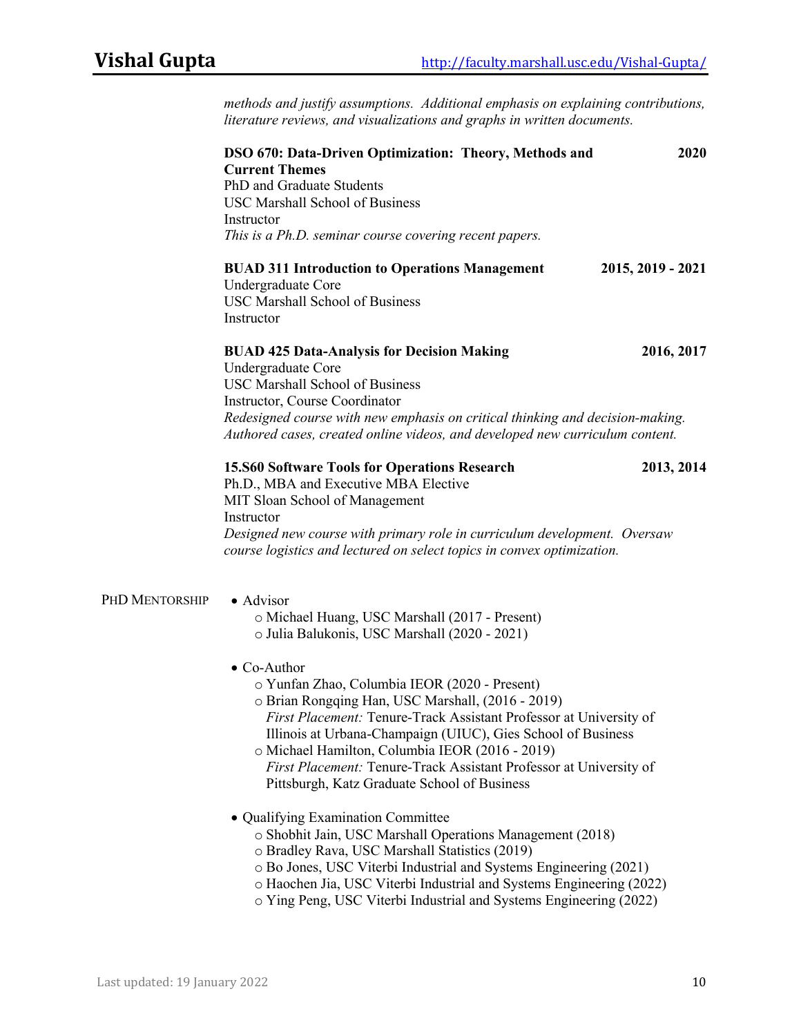*methods and justify assumptions. Additional emphasis on explaining contributions, literature reviews, and visualizations and graphs in written documents.*

**DSO 670: Data-Driven Optimization: Theory, Methods and Current Themes** **2020**
PhD and Graduate Students
USC Marshall School of Business
Instructor
*This is a Ph.D. seminar course covering recent papers.*

**BUAD 311 Introduction to Operations Management** **2015, 2019 - 2021**
Undergraduate Core
USC Marshall School of Business
Instructor

**BUAD 425 Data-Analysis for Decision Making** **2016, 2017**
Undergraduate Core
USC Marshall School of Business
Instructor, Course Coordinator
*Redesigned course with new emphasis on critical thinking and decision-making. Authored cases, created online videos, and developed new curriculum content.*

**15.S60 Software Tools for Operations Research** **2013, 2014**
Ph.D., MBA and Executive MBA Elective
MIT Sloan School of Management
Instructor
*Designed new course with primary role in curriculum development. Oversaw course logistics and lectured on select topics in convex optimization.*

## PhD Mentorship

- Advisor
  - Michael Huang, USC Marshall (2017 - Present)
  - Julia Balukonis, USC Marshall (2020 - 2021)

- Co-Author
  - Yunfan Zhao, Columbia IEOR (2020 - Present)
  - Brian Rongqing Han, USC Marshall, (2016 - 2019)
    *First Placement:* Tenure-Track Assistant Professor at University of Illinois at Urbana-Champaign (UIUC), Gies School of Business
  - Michael Hamilton, Columbia IEOR (2016 - 2019)
    *First Placement:* Tenure-Track Assistant Professor at University of Pittsburgh, Katz Graduate School of Business

- Qualifying Examination Committee
  - Shobhit Jain, USC Marshall Operations Management (2018)
  - Bradley Rava, USC Marshall Statistics (2019)
  - Bo Jones, USC Viterbi Industrial and Systems Engineering (2021)
  - Haochen Jia, USC Viterbi Industrial and Systems Engineering (2022)
  - Ying Peng, USC Viterbi Industrial and Systems Engineering (2022)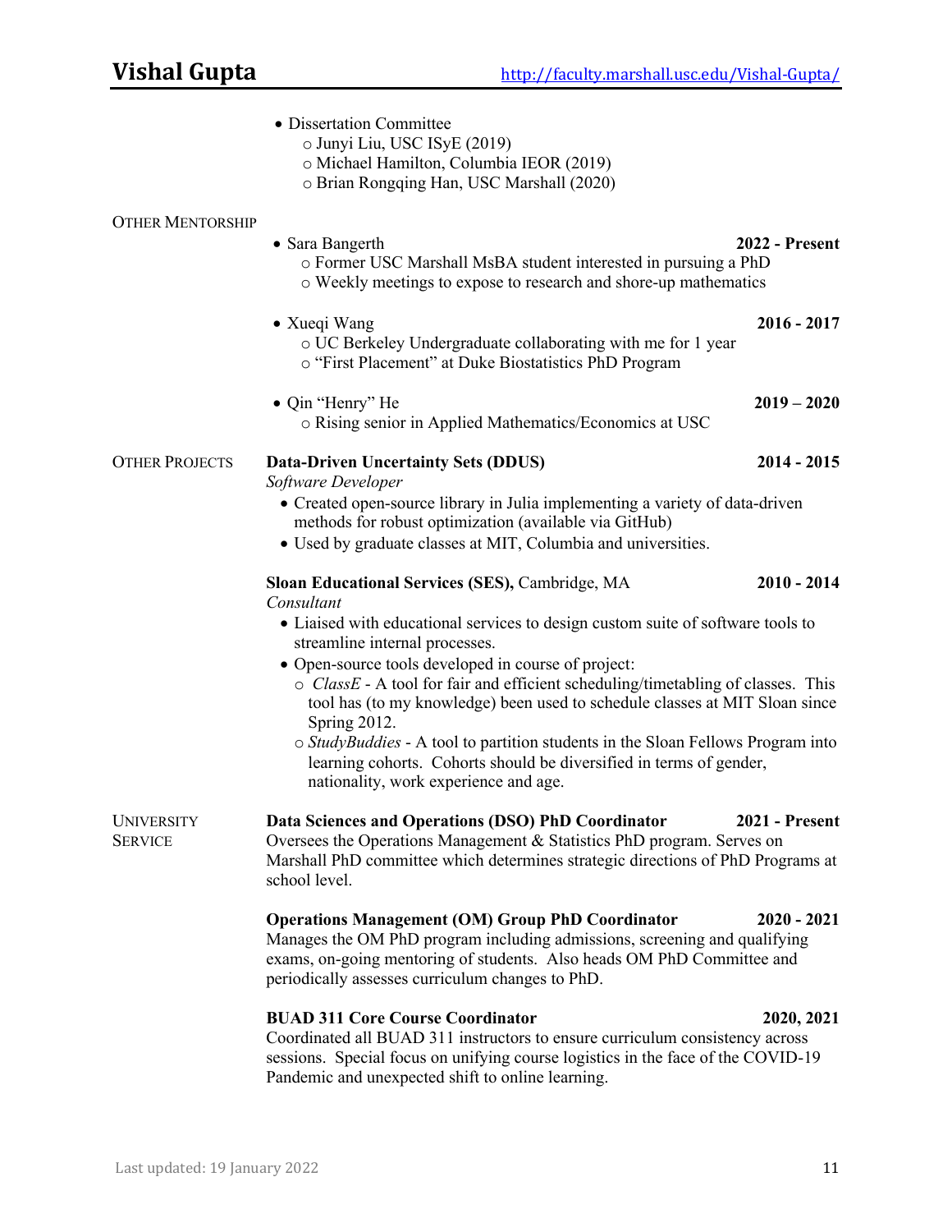- Dissertation Committee
  - Junyi Liu, USC ISyE (2019)
  - Michael Hamilton, Columbia IEOR (2019)
  - Brian Rongqing Han, USC Marshall (2020)

## Other Mentorship

- Sara Bangerth **2022 - Present**
  - Former USC Marshall MsBA student interested in pursuing a PhD
  - Weekly meetings to expose to research and shore-up mathematics
- Xueqi Wang **2016 - 2017**
  - UC Berkeley Undergraduate collaborating with me for 1 year
  - "First Placement" at Duke Biostatistics PhD Program
- Qin "Henry" He **2019 – 2020**
  - Rising senior in Applied Mathematics/Economics at USC

## Other Projects

**Data-Driven Uncertainty Sets (DDUS)** **2014 - 2015**
*Software Developer*

- Created open-source library in Julia implementing a variety of data-driven methods for robust optimization (available via GitHub)
- Used by graduate classes at MIT, Columbia and universities.

**Sloan Educational Services (SES),** Cambridge, MA **2010 - 2014**
*Consultant*

- Liaised with educational services to design custom suite of software tools to streamline internal processes.
- Open-source tools developed in course of project:
  - *ClassE* - A tool for fair and efficient scheduling/timetabling of classes. This tool has (to my knowledge) been used to schedule classes at MIT Sloan since Spring 2012.
  - *StudyBuddies* - A tool to partition students in the Sloan Fellows Program into learning cohorts. Cohorts should be diversified in terms of gender, nationality, work experience and age.

## University Service

**Data Sciences and Operations (DSO) PhD Coordinator** **2021 - Present**
Oversees the Operations Management & Statistics PhD program. Serves on Marshall PhD committee which determines strategic directions of PhD Programs at school level.

**Operations Management (OM) Group PhD Coordinator** **2020 - 2021**
Manages the OM PhD program including admissions, screening and qualifying exams, on-going mentoring of students. Also heads OM PhD Committee and periodically assesses curriculum changes to PhD.

**BUAD 311 Core Course Coordinator** **2020, 2021**
Coordinated all BUAD 311 instructors to ensure curriculum consistency across sessions. Special focus on unifying course logistics in the face of the COVID-19 Pandemic and unexpected shift to online learning.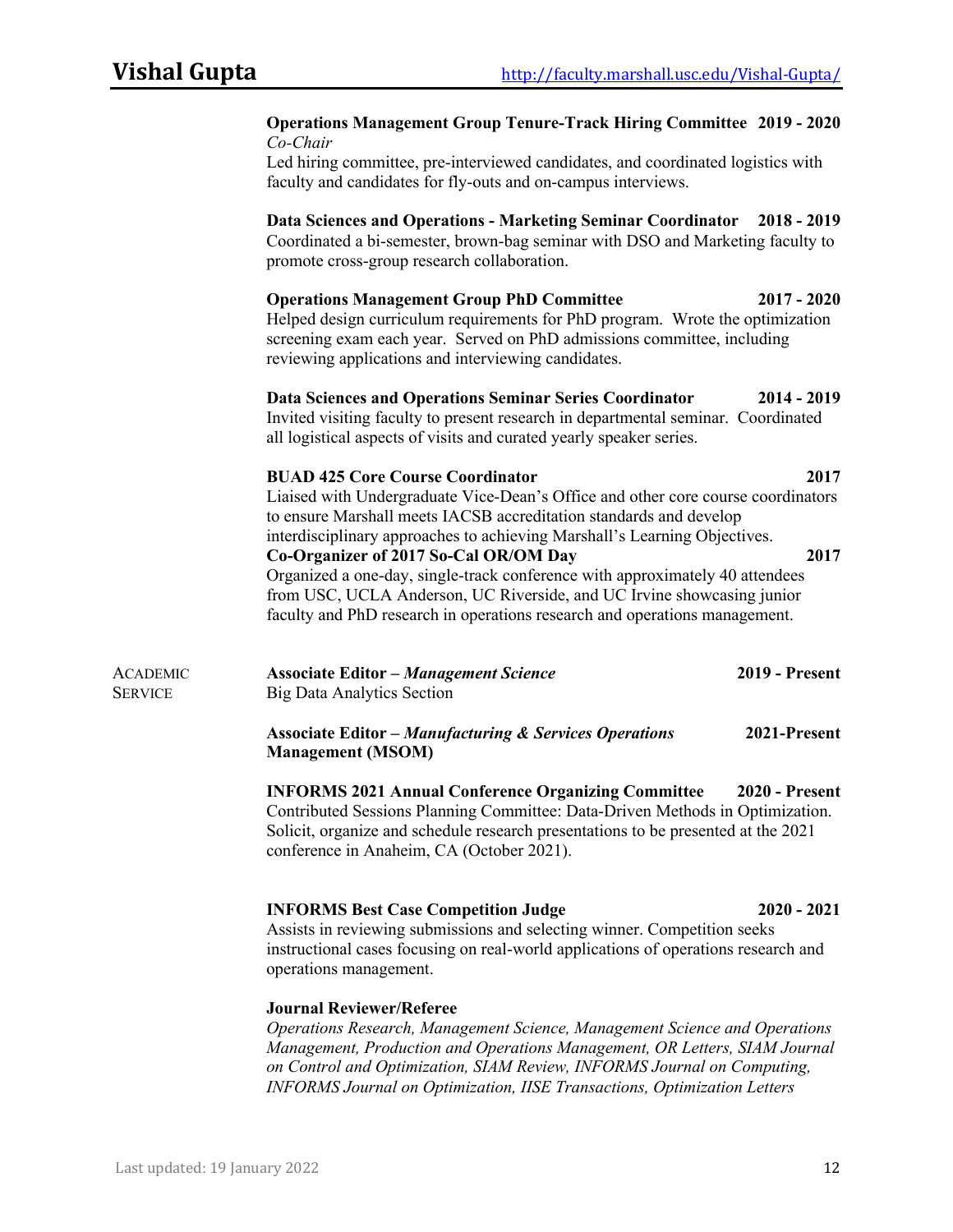**Operations Management Group Tenure-Track Hiring Committee** **2019 - 2020**
*Co-Chair*
Led hiring committee, pre-interviewed candidates, and coordinated logistics with faculty and candidates for fly-outs and on-campus interviews.

**Data Sciences and Operations - Marketing Seminar Coordinator** **2018 - 2019**
Coordinated a bi-semester, brown-bag seminar with DSO and Marketing faculty to promote cross-group research collaboration.

**Operations Management Group PhD Committee** **2017 - 2020**
Helped design curriculum requirements for PhD program. Wrote the optimization screening exam each year. Served on PhD admissions committee, including reviewing applications and interviewing candidates.

**Data Sciences and Operations Seminar Series Coordinator** **2014 - 2019**
Invited visiting faculty to present research in departmental seminar. Coordinated all logistical aspects of visits and curated yearly speaker series.

**BUAD 425 Core Course Coordinator** **2017**
Liaised with Undergraduate Vice-Dean's Office and other core course coordinators to ensure Marshall meets IACSB accreditation standards and develop interdisciplinary approaches to achieving Marshall's Learning Objectives.

**Co-Organizer of 2017 So-Cal OR/OM Day** **2017**
Organized a one-day, single-track conference with approximately 40 attendees from USC, UCLA Anderson, UC Riverside, and UC Irvine showcasing junior faculty and PhD research in operations research and operations management.

## Academic Service

**Associate Editor – *Management Science*** **2019 - Present**
Big Data Analytics Section

**Associate Editor – *Manufacturing & Services Operations* Management (MSOM)** **2021-Present**

**INFORMS 2021 Annual Conference Organizing Committee** **2020 - Present**
Contributed Sessions Planning Committee: Data-Driven Methods in Optimization. Solicit, organize and schedule research presentations to be presented at the 2021 conference in Anaheim, CA (October 2021).

**INFORMS Best Case Competition Judge** **2020 - 2021**
Assists in reviewing submissions and selecting winner. Competition seeks instructional cases focusing on real-world applications of operations research and operations management.

**Journal Reviewer/Referee**
*Operations Research, Management Science, Management Science and Operations Management, Production and Operations Management, OR Letters, SIAM Journal on Control and Optimization, SIAM Review, INFORMS Journal on Computing, INFORMS Journal on Optimization, IISE Transactions, Optimization Letters*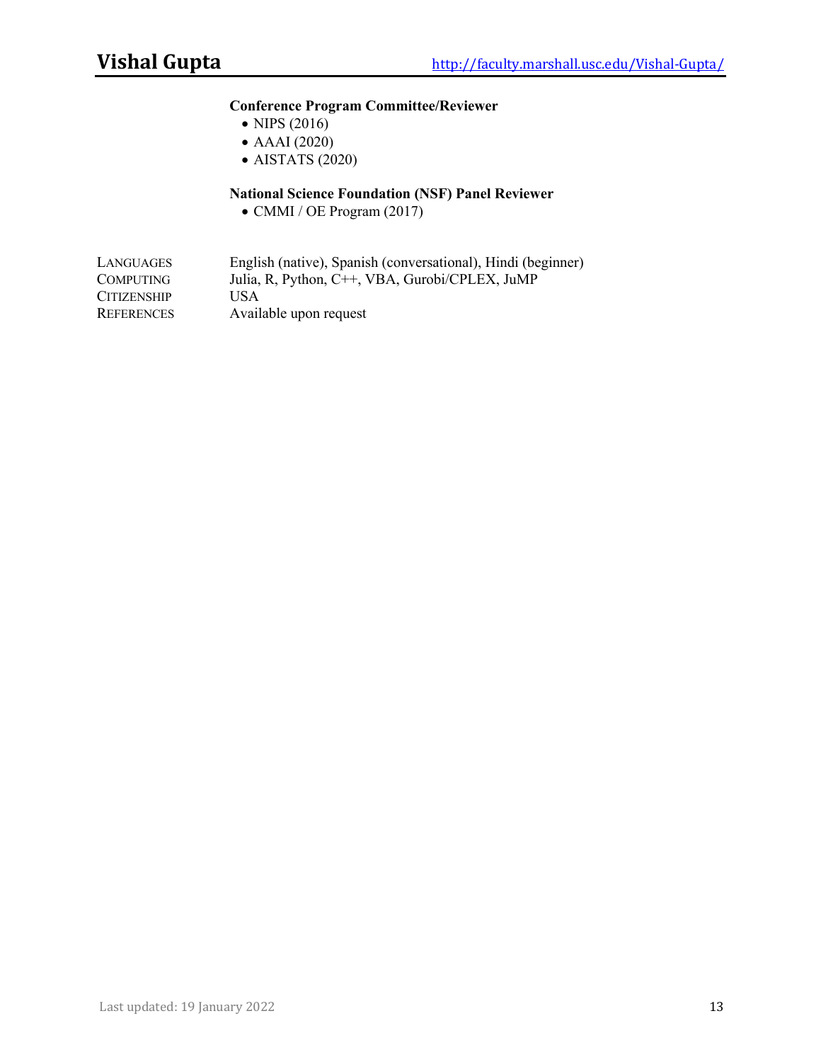**Conference Program Committee/Reviewer**

- NIPS (2016)
- AAAI (2020)
- AISTATS (2020)

**National Science Foundation (NSF) Panel Reviewer**

- CMMI / OE Program (2017)

| | |
|---|---|
| LANGUAGES | English (native), Spanish (conversational), Hindi (beginner) |
| COMPUTING | Julia, R, Python, C++, VBA, Gurobi/CPLEX, JuMP |
| CITIZENSHIP | USA |
| REFERENCES | Available upon request |

Last updated: 19 January 2022